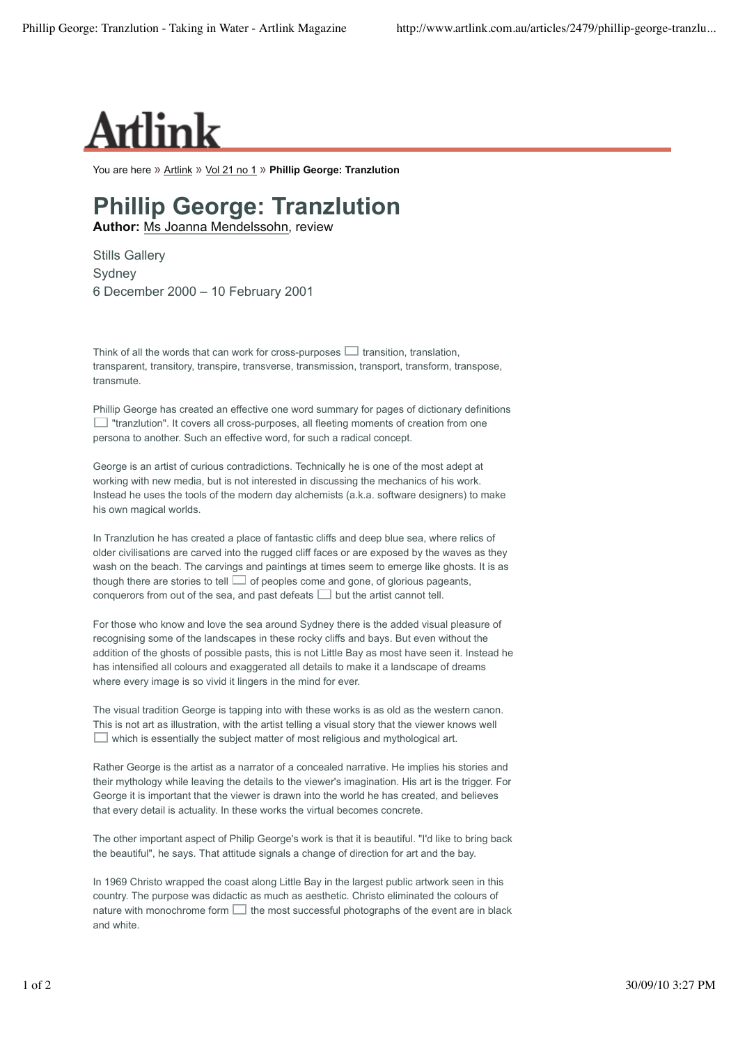# Artlink

You are here » Artlink » Vol 21 no 1 » **Phillip George: Tranzlution**

## Phillip George: Tranzlution

**Author:** Ms Joanna Mendelssohn, review

Stills Gallery
Sydney
6 December 2000 – 10 February 2001

Think of all the words that can work for cross-purposes □ transition, translation, transparent, transitory, transpire, transverse, transmission, transport, transform, transpose, transmute.

Phillip George has created an effective one word summary for pages of dictionary definitions □ "tranzlution". It covers all cross-purposes, all fleeting moments of creation from one persona to another. Such an effective word, for such a radical concept.

George is an artist of curious contradictions. Technically he is one of the most adept at working with new media, but is not interested in discussing the mechanics of his work. Instead he uses the tools of the modern day alchemists (a.k.a. software designers) to make his own magical worlds.

In Tranzlution he has created a place of fantastic cliffs and deep blue sea, where relics of older civilisations are carved into the rugged cliff faces or are exposed by the waves as they wash on the beach. The carvings and paintings at times seem to emerge like ghosts. It is as though there are stories to tell □ of peoples come and gone, of glorious pageants, conquerors from out of the sea, and past defeats □ but the artist cannot tell.

For those who know and love the sea around Sydney there is the added visual pleasure of recognising some of the landscapes in these rocky cliffs and bays. But even without the addition of the ghosts of possible pasts, this is not Little Bay as most have seen it. Instead he has intensified all colours and exaggerated all details to make it a landscape of dreams where every image is so vivid it lingers in the mind for ever.

The visual tradition George is tapping into with these works is as old as the western canon. This is not art as illustration, with the artist telling a visual story that the viewer knows well □ which is essentially the subject matter of most religious and mythological art.

Rather George is the artist as a narrator of a concealed narrative. He implies his stories and their mythology while leaving the details to the viewer's imagination. His art is the trigger. For George it is important that the viewer is drawn into the world he has created, and believes that every detail is actuality. In these works the virtual becomes concrete.

The other important aspect of Philip George's work is that it is beautiful. "I'd like to bring back the beautiful", he says. That attitude signals a change of direction for art and the bay.

In 1969 Christo wrapped the coast along Little Bay in the largest public artwork seen in this country. The purpose was didactic as much as aesthetic. Christo eliminated the colours of nature with monochrome form □ the most successful photographs of the event are in black and white.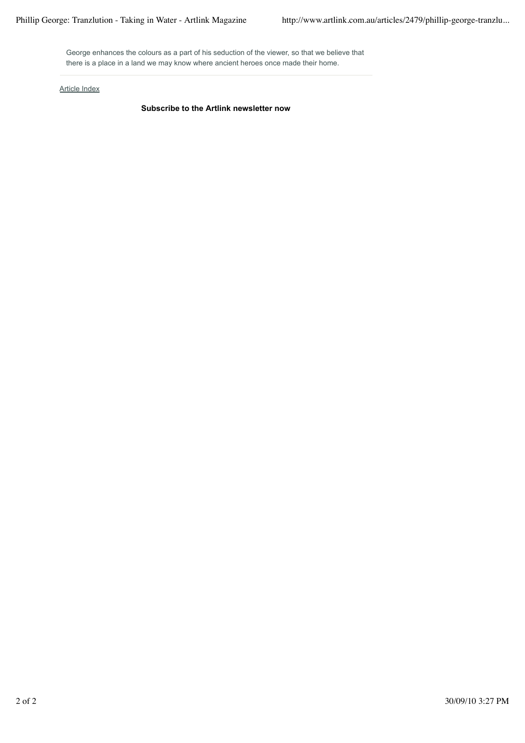George enhances the colours as a part of his seduction of the viewer, so that we believe that there is a place in a land we may know where ancient heroes once made their home.

Article Index

**Subscribe to the Artlink newsletter now**